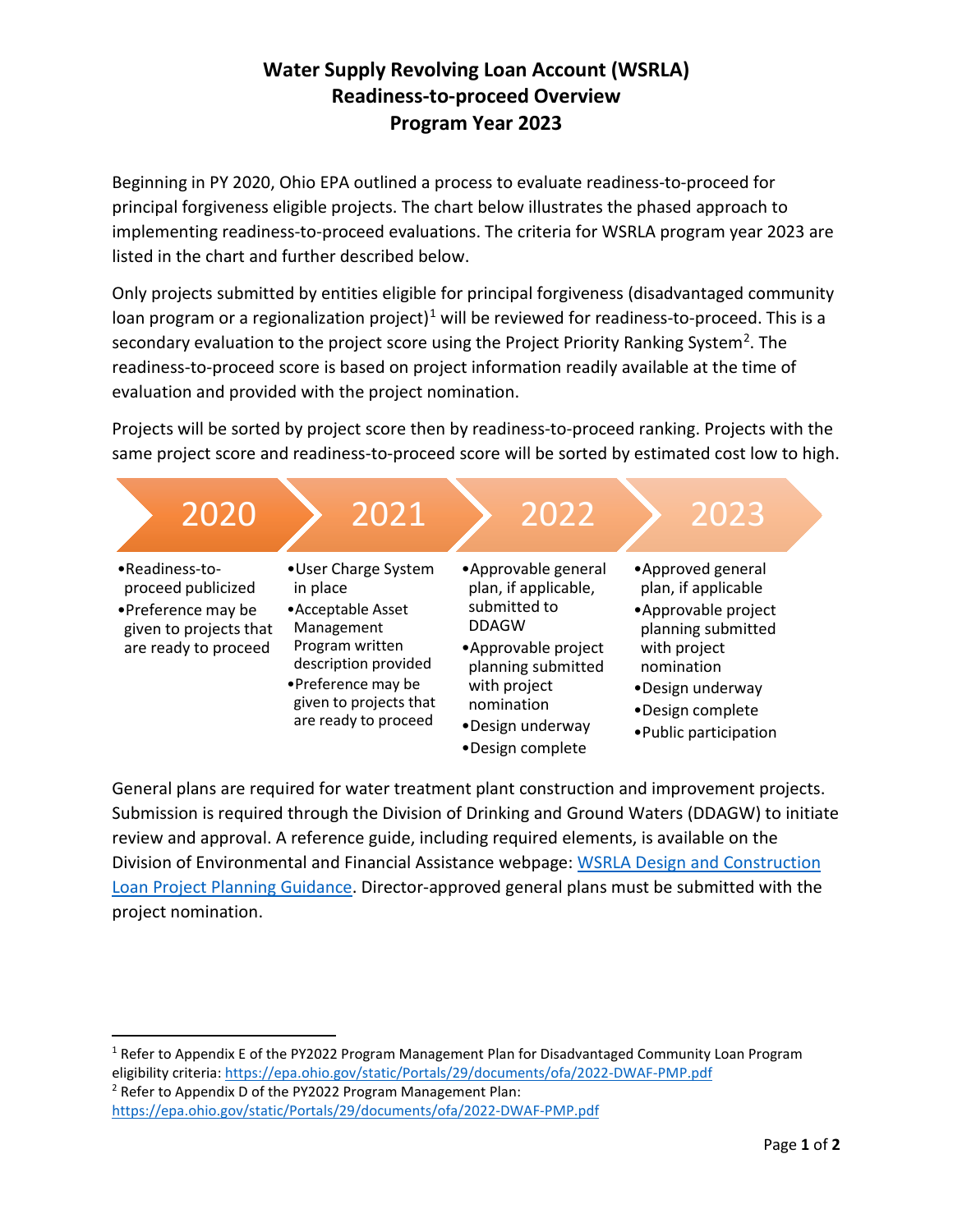# Water Supply Revolving Loan Account (WSRLA)
# Readiness-to-proceed Overview
# Program Year 2023

Beginning in PY 2020, Ohio EPA outlined a process to evaluate readiness-to-proceed for principal forgiveness eligible projects. The chart below illustrates the phased approach to implementing readiness-to-proceed evaluations. The criteria for WSRLA program year 2023 are listed in the chart and further described below.

Only projects submitted by entities eligible for principal forgiveness (disadvantaged community loan program or a regionalization project)[1] will be reviewed for readiness-to-proceed. This is a secondary evaluation to the project score using the Project Priority Ranking System[2]. The readiness-to-proceed score is based on project information readily available at the time of evaluation and provided with the project nomination.

Projects will be sorted by project score then by readiness-to-proceed ranking. Projects with the same project score and readiness-to-proceed score will be sorted by estimated cost low to high.

| 2020 | 2021 | 2022 | 2023 |
|---|---|---|---|
| • Readiness-to-proceed publicized<br>• Preference may be given to projects that are ready to proceed | • User Charge System in place<br>• Acceptable Asset Management Program written description provided<br>• Preference may be given to projects that are ready to proceed | • Approvable general plan, if applicable, submitted to DDAGW<br>• Approvable project planning submitted with project nomination<br>• Design underway<br>• Design complete | • Approved general plan, if applicable<br>• Approvable project planning submitted with project nomination<br>• Design underway<br>• Design complete<br>• Public participation |

General plans are required for water treatment plant construction and improvement projects. Submission is required through the Division of Drinking and Ground Waters (DDAGW) to initiate review and approval. A reference guide, including required elements, is available on the Division of Environmental and Financial Assistance webpage: WSRLA Design and Construction Loan Project Planning Guidance. Director-approved general plans must be submitted with the project nomination.

---

[1] Refer to Appendix E of the PY2022 Program Management Plan for Disadvantaged Community Loan Program eligibility criteria: https://epa.ohio.gov/static/Portals/29/documents/ofa/2022-DWAF-PMP.pdf

[2] Refer to Appendix D of the PY2022 Program Management Plan: https://epa.ohio.gov/static/Portals/29/documents/ofa/2022-DWAF-PMP.pdf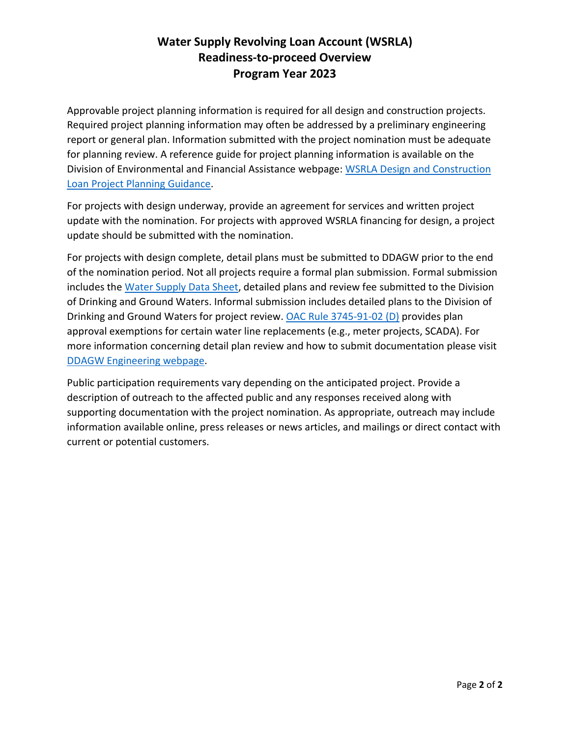# Water Supply Revolving Loan Account (WSRLA)
# Readiness-to-proceed Overview
# Program Year 2023

Approvable project planning information is required for all design and construction projects. Required project planning information may often be addressed by a preliminary engineering report or general plan. Information submitted with the project nomination must be adequate for planning review. A reference guide for project planning information is available on the Division of Environmental and Financial Assistance webpage: WSRLA Design and Construction Loan Project Planning Guidance.

For projects with design underway, provide an agreement for services and written project update with the nomination. For projects with approved WSRLA financing for design, a project update should be submitted with the nomination.

For projects with design complete, detail plans must be submitted to DDAGW prior to the end of the nomination period. Not all projects require a formal plan submission. Formal submission includes the Water Supply Data Sheet, detailed plans and review fee submitted to the Division of Drinking and Ground Waters. Informal submission includes detailed plans to the Division of Drinking and Ground Waters for project review. OAC Rule 3745-91-02 (D) provides plan approval exemptions for certain water line replacements (e.g., meter projects, SCADA). For more information concerning detail plan review and how to submit documentation please visit DDAGW Engineering webpage.

Public participation requirements vary depending on the anticipated project. Provide a description of outreach to the affected public and any responses received along with supporting documentation with the project nomination. As appropriate, outreach may include information available online, press releases or news articles, and mailings or direct contact with current or potential customers.